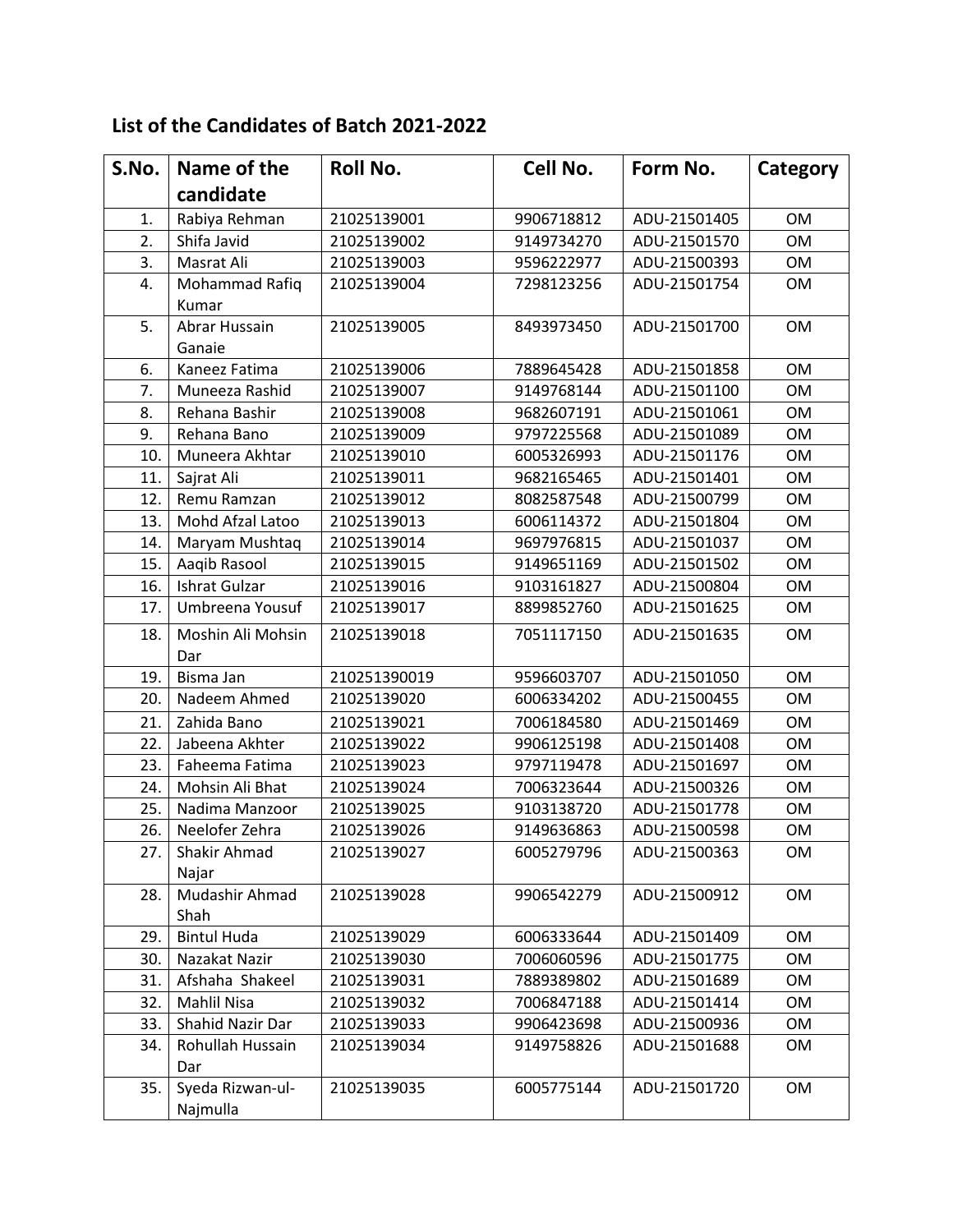## List of the Candidates of Batch 2021-2022

| S.No. | Name of the candidate | Roll No. | Cell No. | Form No. | Category |
|---|---|---|---|---|---|
| 1. | Rabiya Rehman | 21025139001 | 9906718812 | ADU-21501405 | OM |
| 2. | Shifa Javid | 21025139002 | 9149734270 | ADU-21501570 | OM |
| 3. | Masrat Ali | 21025139003 | 9596222977 | ADU-21500393 | OM |
| 4. | Mohammad Rafiq Kumar | 21025139004 | 7298123256 | ADU-21501754 | OM |
| 5. | Abrar Hussain Ganaie | 21025139005 | 8493973450 | ADU-21501700 | OM |
| 6. | Kaneez Fatima | 21025139006 | 7889645428 | ADU-21501858 | OM |
| 7. | Muneeza Rashid | 21025139007 | 9149768144 | ADU-21501100 | OM |
| 8. | Rehana Bashir | 21025139008 | 9682607191 | ADU-21501061 | OM |
| 9. | Rehana Bano | 21025139009 | 9797225568 | ADU-21501089 | OM |
| 10. | Muneera Akhtar | 21025139010 | 6005326993 | ADU-21501176 | OM |
| 11. | Sajrat Ali | 21025139011 | 9682165465 | ADU-21501401 | OM |
| 12. | Remu Ramzan | 21025139012 | 8082587548 | ADU-21500799 | OM |
| 13. | Mohd Afzal Latoo | 21025139013 | 6006114372 | ADU-21501804 | OM |
| 14. | Maryam Mushtaq | 21025139014 | 9697976815 | ADU-21501037 | OM |
| 15. | Aaqib Rasool | 21025139015 | 9149651169 | ADU-21501502 | OM |
| 16. | Ishrat Gulzar | 21025139016 | 9103161827 | ADU-21500804 | OM |
| 17. | Umbreena Yousuf | 21025139017 | 8899852760 | ADU-21501625 | OM |
| 18. | Moshin Ali Mohsin Dar | 21025139018 | 7051117150 | ADU-21501635 | OM |
| 19. | Bisma Jan | 210251390019 | 9596603707 | ADU-21501050 | OM |
| 20. | Nadeem Ahmed | 21025139020 | 6006334202 | ADU-21500455 | OM |
| 21. | Zahida Bano | 21025139021 | 7006184580 | ADU-21501469 | OM |
| 22. | Jabeena Akhter | 21025139022 | 9906125198 | ADU-21501408 | OM |
| 23. | Faheema Fatima | 21025139023 | 9797119478 | ADU-21501697 | OM |
| 24. | Mohsin Ali Bhat | 21025139024 | 7006323644 | ADU-21500326 | OM |
| 25. | Nadima Manzoor | 21025139025 | 9103138720 | ADU-21501778 | OM |
| 26. | Neelofer Zehra | 21025139026 | 9149636863 | ADU-21500598 | OM |
| 27. | Shakir Ahmad Najar | 21025139027 | 6005279796 | ADU-21500363 | OM |
| 28. | Mudashir Ahmad Shah | 21025139028 | 9906542279 | ADU-21500912 | OM |
| 29. | Bintul Huda | 21025139029 | 6006333644 | ADU-21501409 | OM |
| 30. | Nazakat Nazir | 21025139030 | 7006060596 | ADU-21501775 | OM |
| 31. | Afshaha Shakeel | 21025139031 | 7889389802 | ADU-21501689 | OM |
| 32. | Mahlil Nisa | 21025139032 | 7006847188 | ADU-21501414 | OM |
| 33. | Shahid Nazir Dar | 21025139033 | 9906423698 | ADU-21500936 | OM |
| 34. | Rohullah Hussain Dar | 21025139034 | 9149758826 | ADU-21501688 | OM |
| 35. | Syeda Rizwan-ul-Najmulla | 21025139035 | 6005775144 | ADU-21501720 | OM |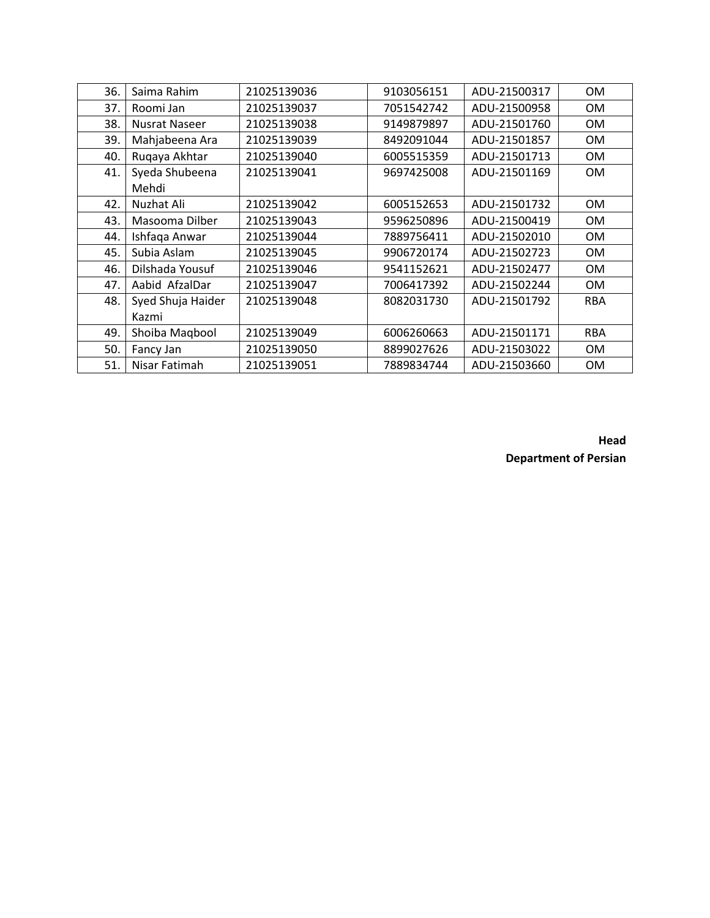| | | | | | |
|---|---|---|---|---|---|
| 36. | Saima Rahim | 21025139036 | 9103056151 | ADU-21500317 | OM |
| 37. | Roomi Jan | 21025139037 | 7051542742 | ADU-21500958 | OM |
| 38. | Nusrat Naseer | 21025139038 | 9149879897 | ADU-21501760 | OM |
| 39. | Mahjabeena Ara | 21025139039 | 8492091044 | ADU-21501857 | OM |
| 40. | Ruqaya Akhtar | 21025139040 | 6005515359 | ADU-21501713 | OM |
| 41. | Syeda Shubeena Mehdi | 21025139041 | 9697425008 | ADU-21501169 | OM |
| 42. | Nuzhat Ali | 21025139042 | 6005152653 | ADU-21501732 | OM |
| 43. | Masooma Dilber | 21025139043 | 9596250896 | ADU-21500419 | OM |
| 44. | Ishfaqa Anwar | 21025139044 | 7889756411 | ADU-21502010 | OM |
| 45. | Subia Aslam | 21025139045 | 9906720174 | ADU-21502723 | OM |
| 46. | Dilshada Yousuf | 21025139046 | 9541152621 | ADU-21502477 | OM |
| 47. | Aabid AfzalDar | 21025139047 | 7006417392 | ADU-21502244 | OM |
| 48. | Syed Shuja Haider Kazmi | 21025139048 | 8082031730 | ADU-21501792 | RBA |
| 49. | Shoiba Maqbool | 21025139049 | 6006260663 | ADU-21501171 | RBA |
| 50. | Fancy Jan | 21025139050 | 8899027626 | ADU-21503022 | OM |
| 51. | Nisar Fatimah | 21025139051 | 7889834744 | ADU-21503660 | OM |

**Head**
**Department of Persian**